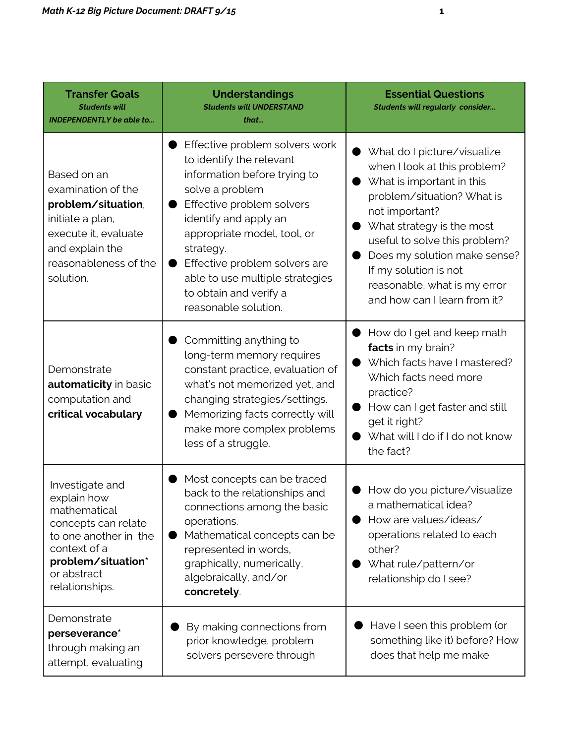| **Transfer Goals** *Students will INDEPENDENTLY be able to...* | **Understandings** *Students will UNDERSTAND that...* | **Essential Questions** *Students will regularly consider...* |
|---|---|---|
| Based on an examination of the **problem/situation**, initiate a plan, execute it, evaluate and explain the reasonableness of the solution. | ● Effective problem solvers work to identify the relevant information before trying to solve a problem<br>● Effective problem solvers identify and apply an appropriate model, tool, or strategy.<br>● Effective problem solvers are able to use multiple strategies to obtain and verify a reasonable solution. | ● What do I picture/visualize when I look at this problem?<br>● What is important in this problem/situation? What is not important?<br>● What strategy is the most useful to solve this problem?<br>● Does my solution make sense? If my solution is not reasonable, what is my error and how can I learn from it? |
| Demonstrate **automaticity** in basic computation and **critical vocabulary** | ● Committing anything to long-term memory requires constant practice, evaluation of what's not memorized yet, and changing strategies/settings.<br>● Memorizing facts correctly will make more complex problems less of a struggle. | ● How do I get and keep math **facts** in my brain?<br>● Which facts have I mastered? Which facts need more practice?<br>● How can I get faster and still get it right?<br>● What will I do if I do not know the fact? |
| Investigate and explain how mathematical concepts can relate to one another in the context of a **problem/situation*** or abstract relationships. | ● Most concepts can be traced back to the relationships and connections among the basic operations.<br>● Mathematical concepts can be represented in words, graphically, numerically, algebraically, and/or **concretely**. | ● How do you picture/visualize a mathematical idea?<br>● How are values/ideas/ operations related to each other?<br>● What rule/pattern/or relationship do I see? |
| Demonstrate **perseverance*** through making an attempt, evaluating | ● By making connections from prior knowledge, problem solvers persevere through | ● Have I seen this problem (or something like it) before? How does that help me make |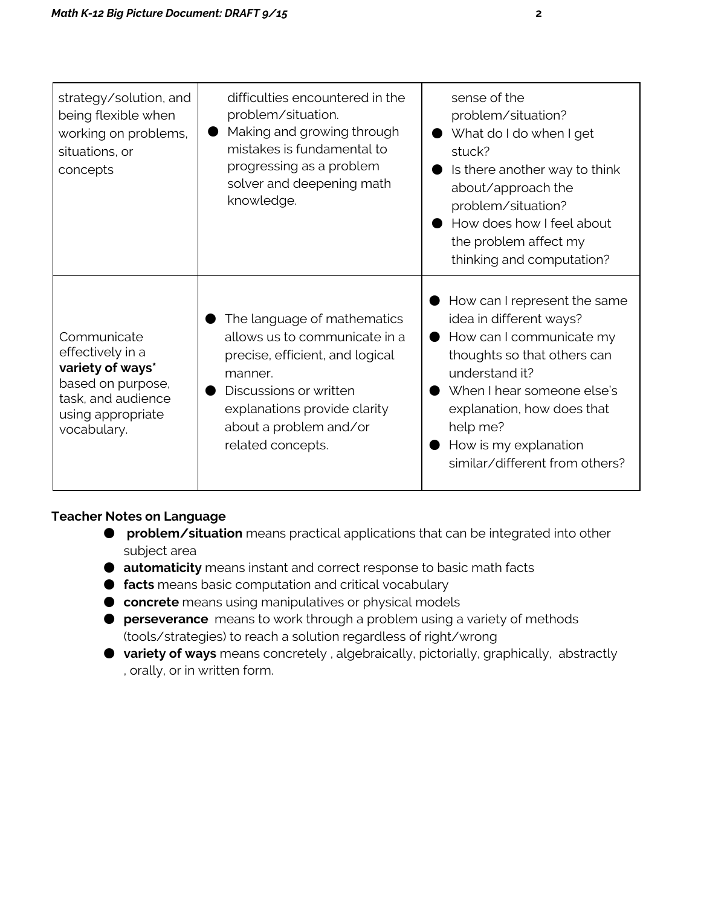| | | |
|---|---|---|
| strategy/solution, and being flexible when working on problems, situations, or concepts | difficulties encountered in the problem/situation.<br>● Making and growing through mistakes is fundamental to progressing as a problem solver and deepening math knowledge. | sense of the problem/situation?<br>● What do I do when I get stuck?<br>● Is there another way to think about/approach the problem/situation?<br>● How does how I feel about the problem affect my thinking and computation? |
| Communicate effectively in a **variety of ways*** based on purpose, task, and audience using appropriate vocabulary. | ● The language of mathematics allows us to communicate in a precise, efficient, and logical manner.<br>● Discussions or written explanations provide clarity about a problem and/or related concepts. | ● How can I represent the same idea in different ways?<br>● How can I communicate my thoughts so that others can understand it?<br>● When I hear someone else's explanation, how does that help me?<br>● How is my explanation similar/different from others? |

**Teacher Notes on Language**

- **problem/situation** means practical applications that can be integrated into other subject area
- **automaticity** means instant and correct response to basic math facts
- **facts** means basic computation and critical vocabulary
- **concrete** means using manipulatives or physical models
- **perseverance** means to work through a problem using a variety of methods (tools/strategies) to reach a solution regardless of right/wrong
- **variety of ways** means concretely , algebraically, pictorially, graphically, abstractly , orally, or in written form.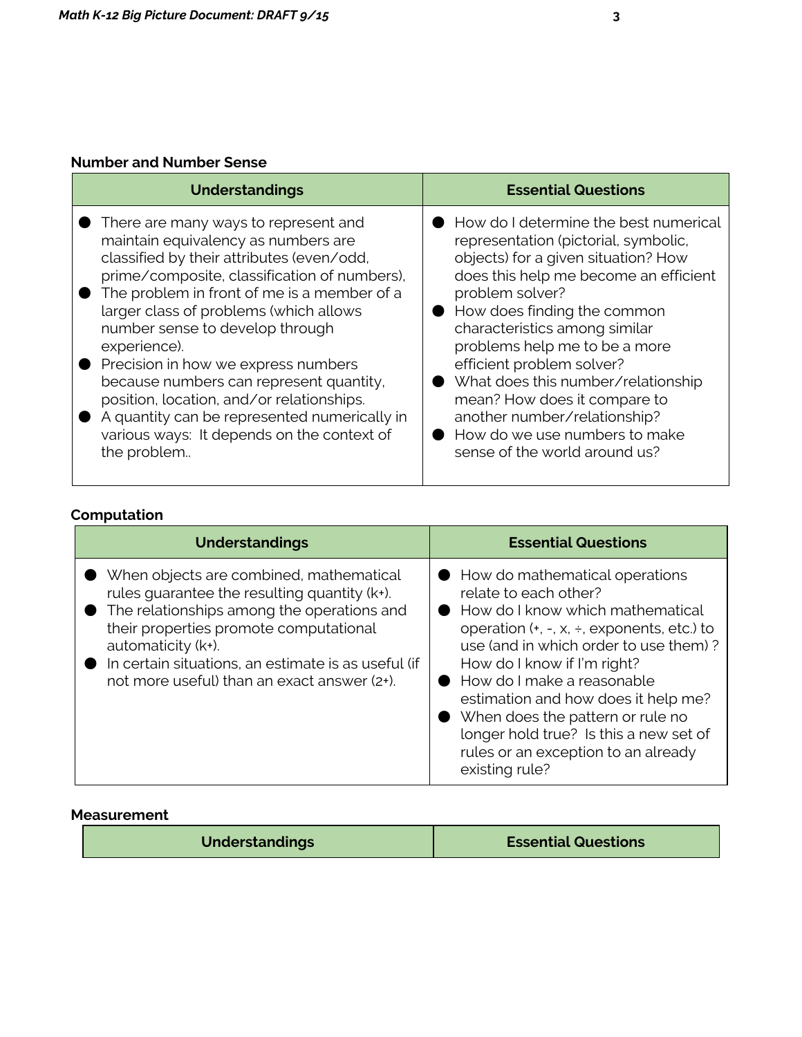### Number and Number Sense

| Understandings | Essential Questions |
|---|---|
| ● There are many ways to represent and maintain equivalency as numbers are classified by their attributes (even/odd, prime/composite, classification of numbers),<br>● The problem in front of me is a member of a larger class of problems (which allows number sense to develop through experience).<br>● Precision in how we express numbers because numbers can represent quantity, position, location, and/or relationships.<br>● A quantity can be represented numerically in various ways: It depends on the context of the problem.. | ● How do I determine the best numerical representation (pictorial, symbolic, objects) for a given situation? How does this help me become an efficient problem solver?<br>● How does finding the common characteristics among similar problems help me to be a more efficient problem solver?<br>● What does this number/relationship mean? How does it compare to another number/relationship?<br>● How do we use numbers to make sense of the world around us? |

### Computation

| Understandings | Essential Questions |
|---|---|
| ● When objects are combined, mathematical rules guarantee the resulting quantity (k+).<br>● The relationships among the operations and their properties promote computational automaticity (k+).<br>● In certain situations, an estimate is as useful (if not more useful) than an exact answer (2+). | ● How do mathematical operations relate to each other?<br>● How do I know which mathematical operation (+, -, x, ÷, exponents, etc.) to use (and in which order to use them) ? How do I know if I'm right?<br>● How do I make a reasonable estimation and how does it help me?<br>● When does the pattern or rule no longer hold true? Is this a new set of rules or an exception to an already existing rule? |

### Measurement

| Understandings | Essential Questions |
|---|---|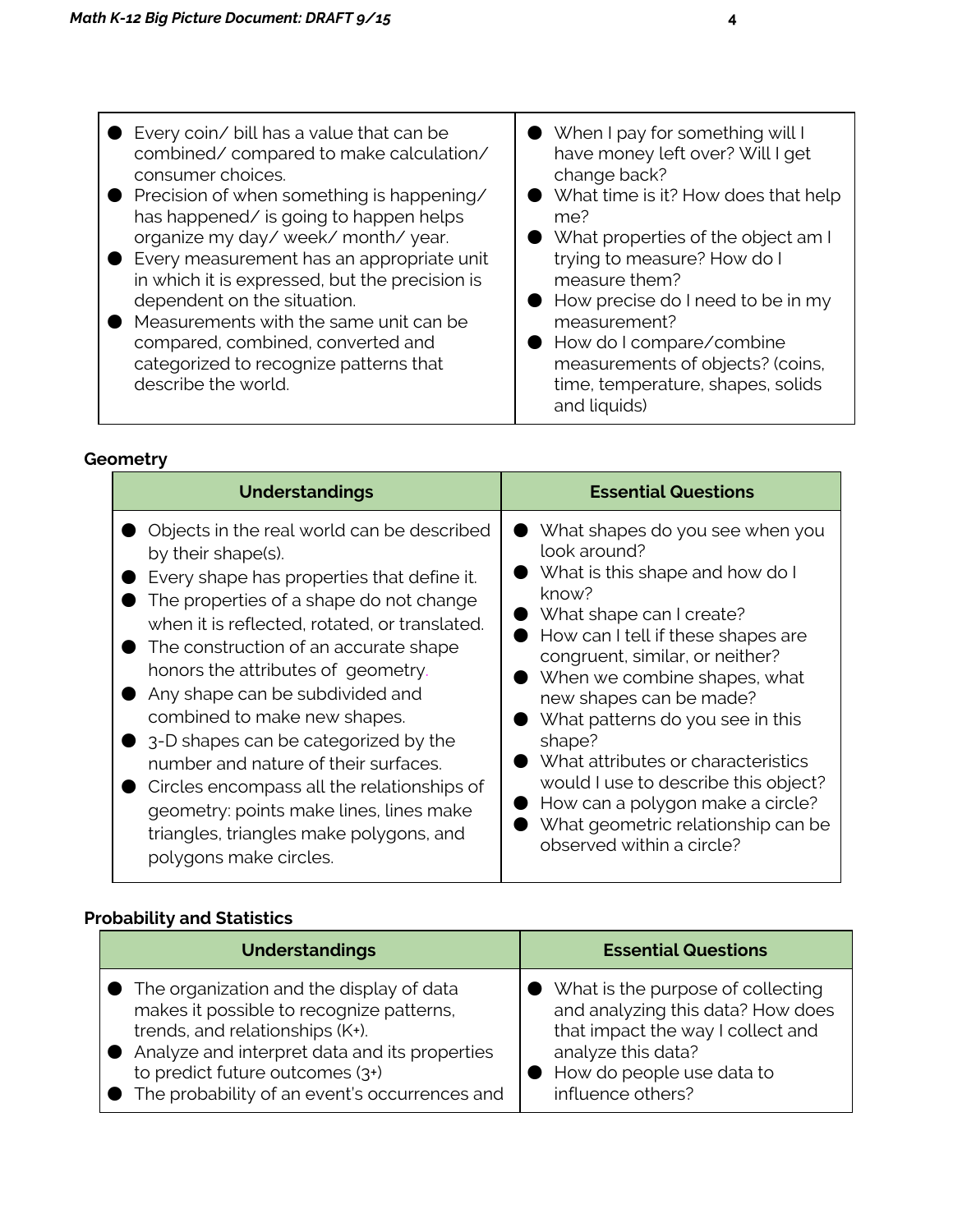| | |
|---|---|
| <ul><li>Every coin/ bill has a value that can be combined/ compared to make calculation/ consumer choices.</li><li>Precision of when something is happening/ has happened/ is going to happen helps organize my day/ week/ month/ year.</li><li>Every measurement has an appropriate unit in which it is expressed, but the precision is dependent on the situation.</li><li>Measurements with the same unit can be compared, combined, converted and categorized to recognize patterns that describe the world.</li></ul> | <ul><li>When I pay for something will I have money left over? Will I get change back?</li><li>What time is it? How does that help me?</li><li>What properties of the object am I trying to measure? How do I measure them?</li><li>How precise do I need to be in my measurement?</li><li>How do I compare/combine measurements of objects? (coins, time, temperature, shapes, solids and liquids)</li></ul> |

**Geometry**

| Understandings | Essential Questions |
|---|---|
| <ul><li>Objects in the real world can be described by their shape(s).</li><li>Every shape has properties that define it.</li><li>The properties of a shape do not change when it is reflected, rotated, or translated.</li><li>The construction of an accurate shape honors the attributes of geometry.</li><li>Any shape can be subdivided and combined to make new shapes.</li><li>3-D shapes can be categorized by the number and nature of their surfaces.</li><li>Circles encompass all the relationships of geometry: points make lines, lines make triangles, triangles make polygons, and polygons make circles.</li></ul> | <ul><li>What shapes do you see when you look around?</li><li>What is this shape and how do I know?</li><li>What shape can I create?</li><li>How can I tell if these shapes are congruent, similar, or neither?</li><li>When we combine shapes, what new shapes can be made?</li><li>What patterns do you see in this shape?</li><li>What attributes or characteristics would I use to describe this object?</li><li>How can a polygon make a circle?</li><li>What geometric relationship can be observed within a circle?</li></ul> |

**Probability and Statistics**

| Understandings | Essential Questions |
|---|---|
| <ul><li>The organization and the display of data makes it possible to recognize patterns, trends, and relationships (K+).</li><li>Analyze and interpret data and its properties to predict future outcomes (3+)</li><li>The probability of an event's occurrences and</li></ul> | <ul><li>What is the purpose of collecting and analyzing this data? How does that impact the way I collect and analyze this data?</li><li>How do people use data to influence others?</li></ul> |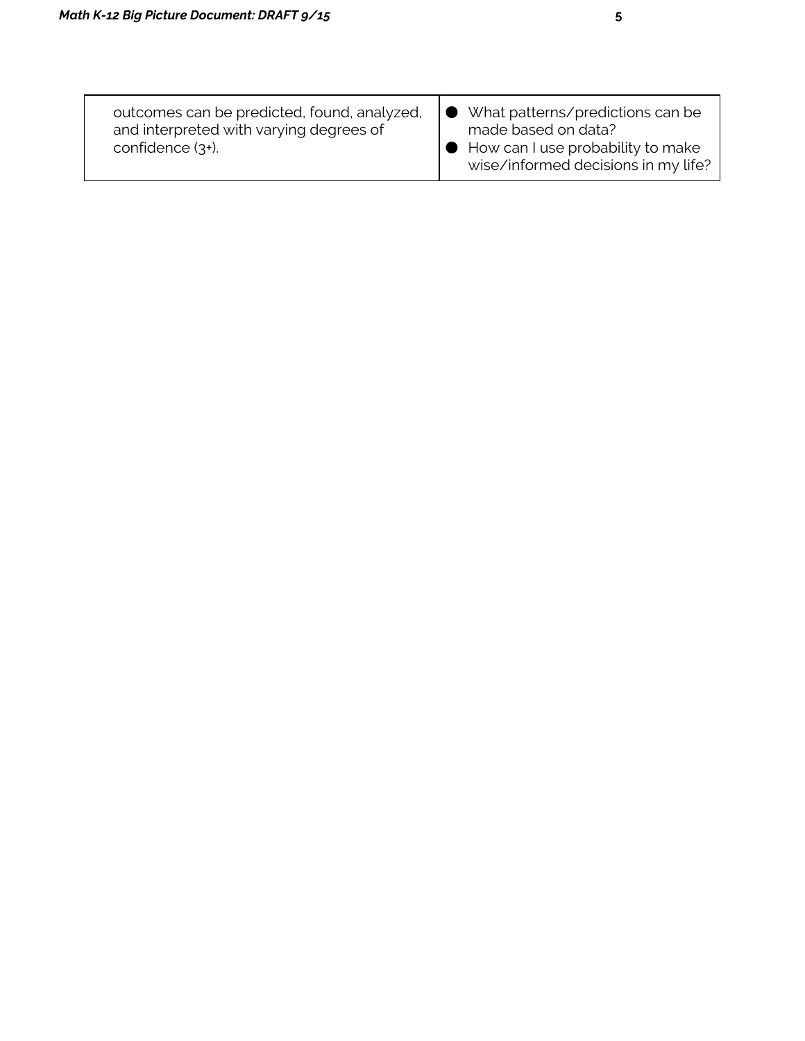| | |
|---|---|
| outcomes can be predicted, found, analyzed, and interpreted with varying degrees of confidence (3+). | • What patterns/predictions can be made based on data?<br>• How can I use probability to make wise/informed decisions in my life? |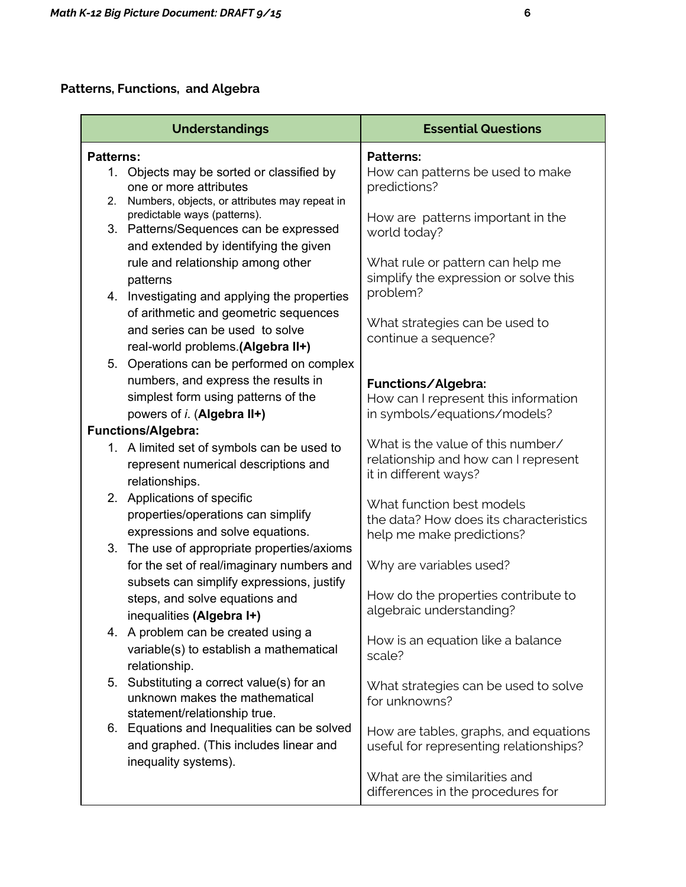## Patterns, Functions, and Algebra

| Understandings | Essential Questions |
|---|---|
| **Patterns:**<br>1. Objects may be sorted or classified by one or more attributes<br>2. Numbers, objects, or attributes may repeat in predictable ways (patterns).<br>3. Patterns/Sequences can be expressed and extended by identifying the given rule and relationship among other patterns<br>4. Investigating and applying the properties of arithmetic and geometric sequences and series can be used to solve real-world problems.**(Algebra II+)**<br>5. Operations can be performed on complex numbers, and express the results in simplest form using patterns of the powers of *i*. (**Algebra II+)**<br>**Functions/Algebra:**<br>1. A limited set of symbols can be used to represent numerical descriptions and relationships.<br>2. Applications of specific properties/operations can simplify expressions and solve equations.<br>3. The use of appropriate properties/axioms for the set of real/imaginary numbers and subsets can simplify expressions, justify steps, and solve equations and inequalities **(Algebra I+)**<br>4. A problem can be created using a variable(s) to establish a mathematical relationship.<br>5. Substituting a correct value(s) for an unknown makes the mathematical statement/relationship true.<br>6. Equations and Inequalities can be solved and graphed. (This includes linear and inequality systems). | **Patterns:**<br>How can patterns be used to make predictions?<br><br>How are patterns important in the world today?<br><br>What rule or pattern can help me simplify the expression or solve this problem?<br><br>What strategies can be used to continue a sequence?<br><br>**Functions/Algebra:**<br>How can I represent this information in symbols/equations/models?<br><br>What is the value of this number/ relationship and how can I represent it in different ways?<br><br>What function best models the data? How does its characteristics help me make predictions?<br><br>Why are variables used?<br><br>How do the properties contribute to algebraic understanding?<br><br>How is an equation like a balance scale?<br><br>What strategies can be used to solve for unknowns?<br><br>How are tables, graphs, and equations useful for representing relationships?<br><br>What are the similarities and differences in the procedures for |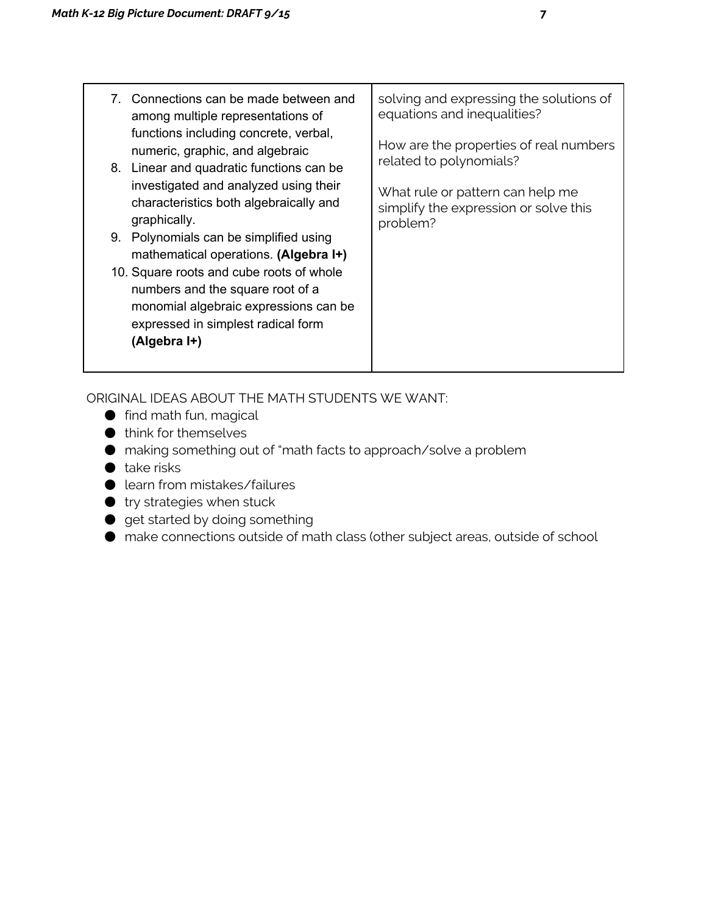| | |
|---|---|
| 7. Connections can be made between and among multiple representations of functions including concrete, verbal, numeric, graphic, and algebraic<br>8. Linear and quadratic functions can be investigated and analyzed using their characteristics both algebraically and graphically.<br>9. Polynomials can be simplified using mathematical operations. **(Algebra I+)**<br>10. Square roots and cube roots of whole numbers and the square root of a monomial algebraic expressions can be expressed in simplest radical form **(Algebra I+)** | solving and expressing the solutions of equations and inequalities?<br><br>How are the properties of real numbers related to polynomials?<br><br>What rule or pattern can help me simplify the expression or solve this problem? |

ORIGINAL IDEAS ABOUT THE MATH STUDENTS WE WANT:

- find math fun, magical
- think for themselves
- making something out of "math facts to approach/solve a problem
- take risks
- learn from mistakes/failures
- try strategies when stuck
- get started by doing something
- make connections outside of math class (other subject areas, outside of school